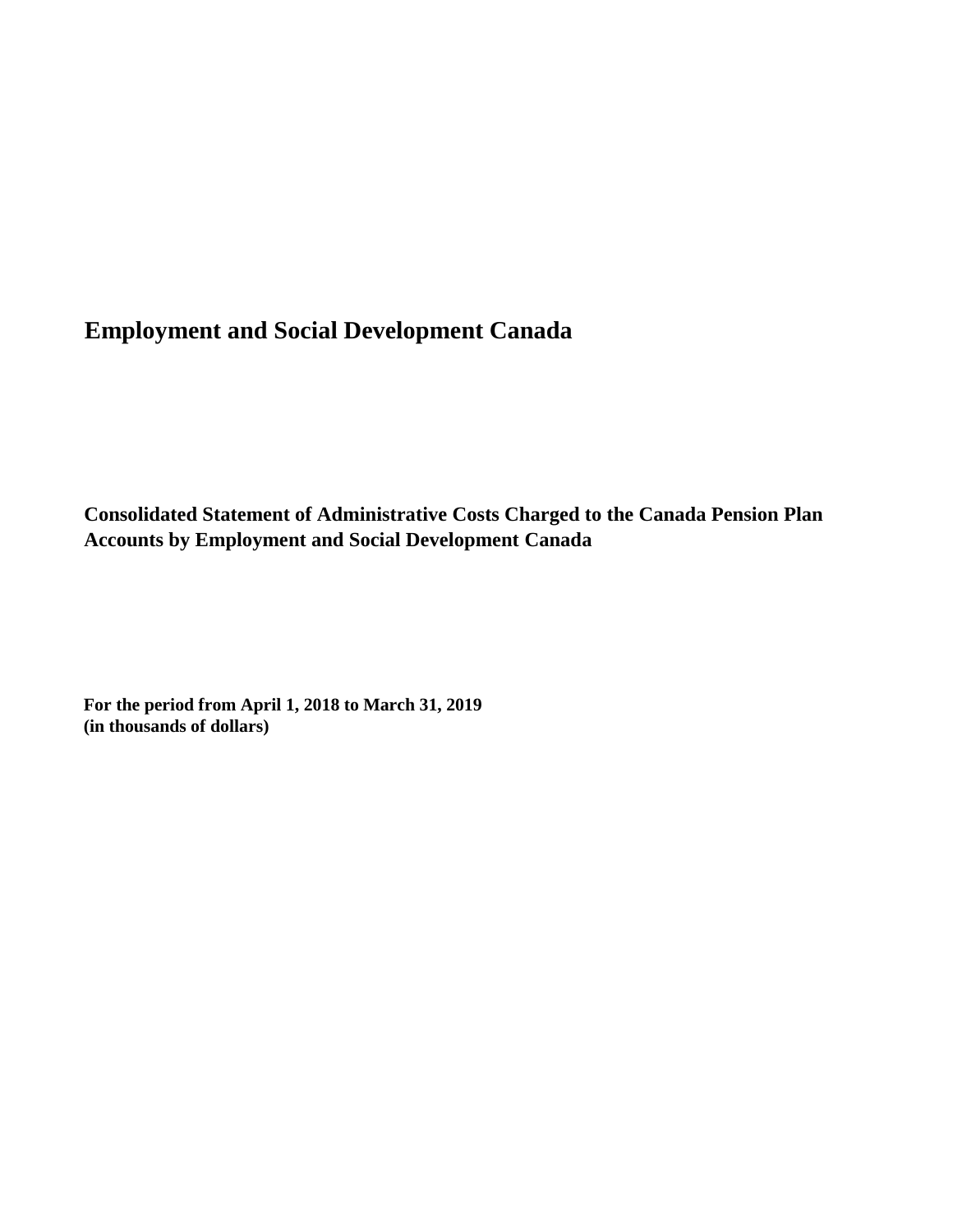# Employment and Social Development Canada

## Consolidated Statement of Administrative Costs Charged to the Canada Pension Plan Accounts by Employment and Social Development Canada

**For the period from April 1, 2018 to March 31, 2019**
**(in thousands of dollars)**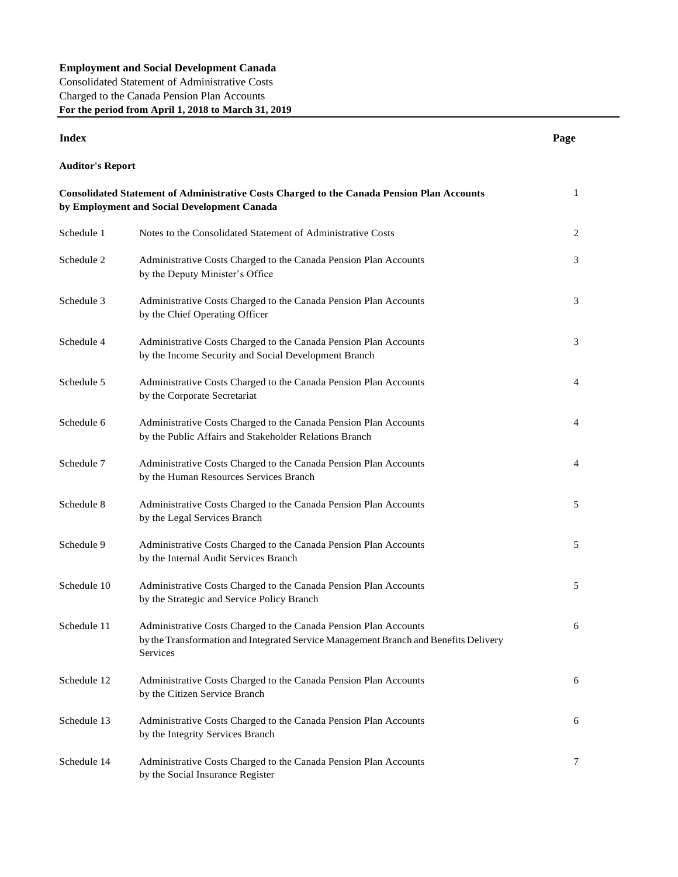**Employment and Social Development Canada**
Consolidated Statement of Administrative Costs
Charged to the Canada Pension Plan Accounts
**For the period from April 1, 2018 to March 31, 2019**

| **Index** | | **Page** |
|---|---|---|
| **Auditor's Report** | | |
| **Consolidated Statement of Administrative Costs Charged to the Canada Pension Plan Accounts by Employment and Social Development Canada** | | 1 |
| Schedule 1 | Notes to the Consolidated Statement of Administrative Costs | 2 |
| Schedule 2 | Administrative Costs Charged to the Canada Pension Plan Accounts by the Deputy Minister's Office | 3 |
| Schedule 3 | Administrative Costs Charged to the Canada Pension Plan Accounts by the Chief Operating Officer | 3 |
| Schedule 4 | Administrative Costs Charged to the Canada Pension Plan Accounts by the Income Security and Social Development Branch | 3 |
| Schedule 5 | Administrative Costs Charged to the Canada Pension Plan Accounts by the Corporate Secretariat | 4 |
| Schedule 6 | Administrative Costs Charged to the Canada Pension Plan Accounts by the Public Affairs and Stakeholder Relations Branch | 4 |
| Schedule 7 | Administrative Costs Charged to the Canada Pension Plan Accounts by the Human Resources Services Branch | 4 |
| Schedule 8 | Administrative Costs Charged to the Canada Pension Plan Accounts by the Legal Services Branch | 5 |
| Schedule 9 | Administrative Costs Charged to the Canada Pension Plan Accounts by the Internal Audit Services Branch | 5 |
| Schedule 10 | Administrative Costs Charged to the Canada Pension Plan Accounts by the Strategic and Service Policy Branch | 5 |
| Schedule 11 | Administrative Costs Charged to the Canada Pension Plan Accounts by the Transformation and Integrated Service Management Branch and Benefits Delivery Services | 6 |
| Schedule 12 | Administrative Costs Charged to the Canada Pension Plan Accounts by the Citizen Service Branch | 6 |
| Schedule 13 | Administrative Costs Charged to the Canada Pension Plan Accounts by the Integrity Services Branch | 6 |
| Schedule 14 | Administrative Costs Charged to the Canada Pension Plan Accounts by the Social Insurance Register | 7 |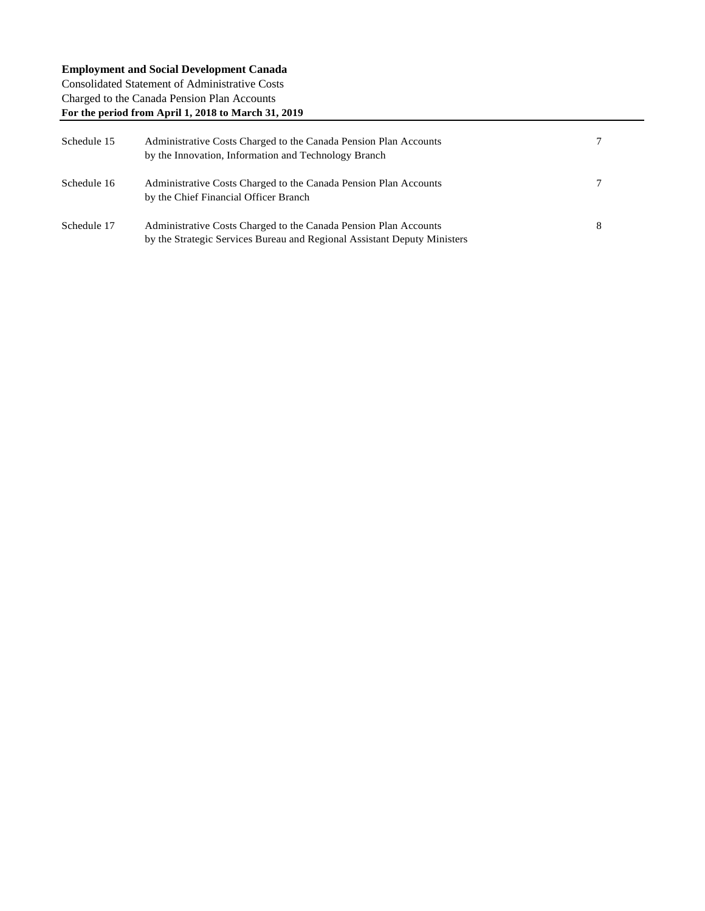**Employment and Social Development Canada**
Consolidated Statement of Administrative Costs
Charged to the Canada Pension Plan Accounts
**For the period from April 1, 2018 to March 31, 2019**

| | | |
|---|---|---|
| Schedule 15 | Administrative Costs Charged to the Canada Pension Plan Accounts by the Innovation, Information and Technology Branch | 7 |
| Schedule 16 | Administrative Costs Charged to the Canada Pension Plan Accounts by the Chief Financial Officer Branch | 7 |
| Schedule 17 | Administrative Costs Charged to the Canada Pension Plan Accounts by the Strategic Services Bureau and Regional Assistant Deputy Ministers | 8 |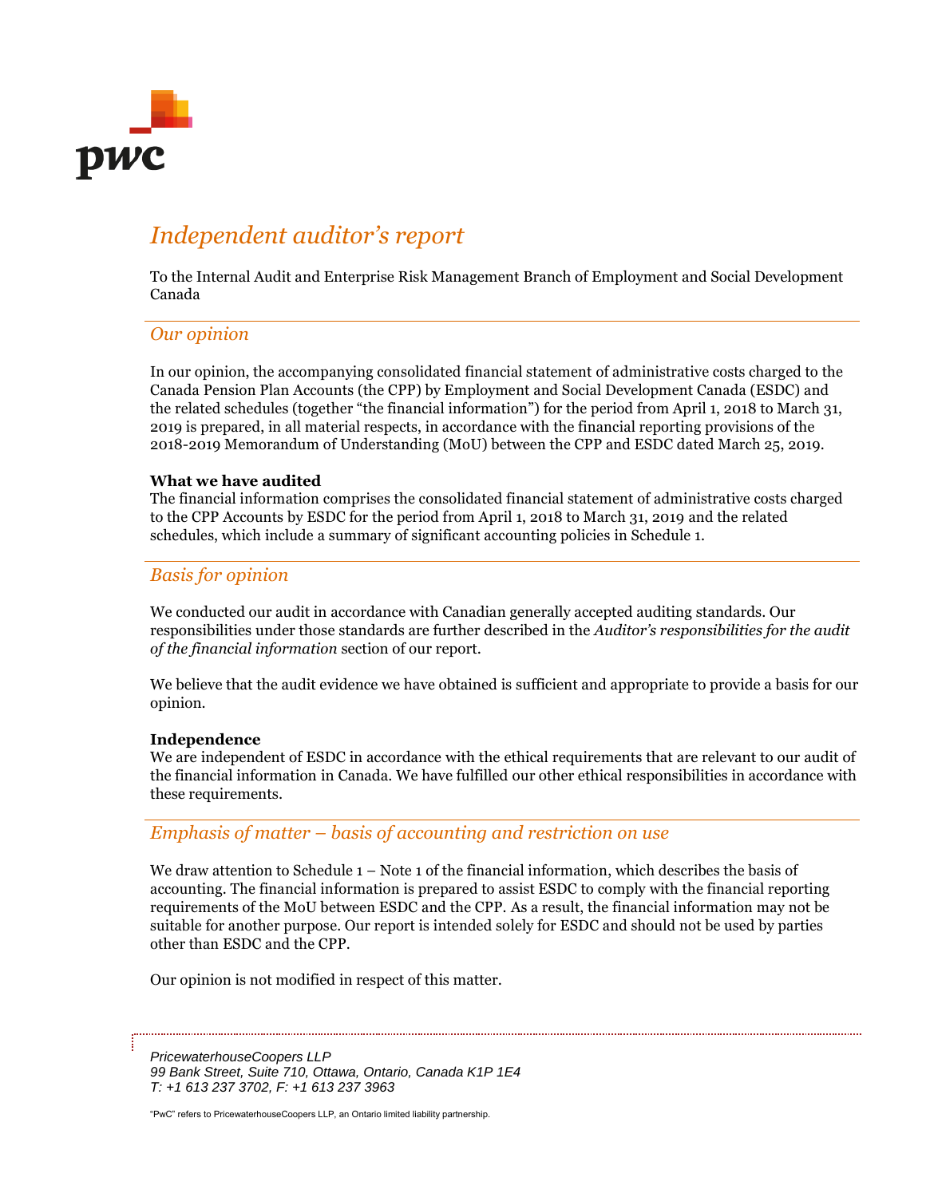# Independent auditor's report

To the Internal Audit and Enterprise Risk Management Branch of Employment and Social Development Canada

## Our opinion

In our opinion, the accompanying consolidated financial statement of administrative costs charged to the Canada Pension Plan Accounts (the CPP) by Employment and Social Development Canada (ESDC) and the related schedules (together "the financial information") for the period from April 1, 2018 to March 31, 2019 is prepared, in all material respects, in accordance with the financial reporting provisions of the 2018-2019 Memorandum of Understanding (MoU) between the CPP and ESDC dated March 25, 2019.

**What we have audited**

The financial information comprises the consolidated financial statement of administrative costs charged to the CPP Accounts by ESDC for the period from April 1, 2018 to March 31, 2019 and the related schedules, which include a summary of significant accounting policies in Schedule 1.

## Basis for opinion

We conducted our audit in accordance with Canadian generally accepted auditing standards. Our responsibilities under those standards are further described in the *Auditor's responsibilities for the audit of the financial information* section of our report.

We believe that the audit evidence we have obtained is sufficient and appropriate to provide a basis for our opinion.

**Independence**

We are independent of ESDC in accordance with the ethical requirements that are relevant to our audit of the financial information in Canada. We have fulfilled our other ethical responsibilities in accordance with these requirements.

## Emphasis of matter – basis of accounting and restriction on use

We draw attention to Schedule 1 – Note 1 of the financial information, which describes the basis of accounting. The financial information is prepared to assist ESDC to comply with the financial reporting requirements of the MoU between ESDC and the CPP. As a result, the financial information may not be suitable for another purpose. Our report is intended solely for ESDC and should not be used by parties other than ESDC and the CPP.

Our opinion is not modified in respect of this matter.

*PricewaterhouseCoopers LLP*
*99 Bank Street, Suite 710, Ottawa, Ontario, Canada K1P 1E4*
*T: +1 613 237 3702, F: +1 613 237 3963*

"PwC" refers to PricewaterhouseCoopers LLP, an Ontario limited liability partnership.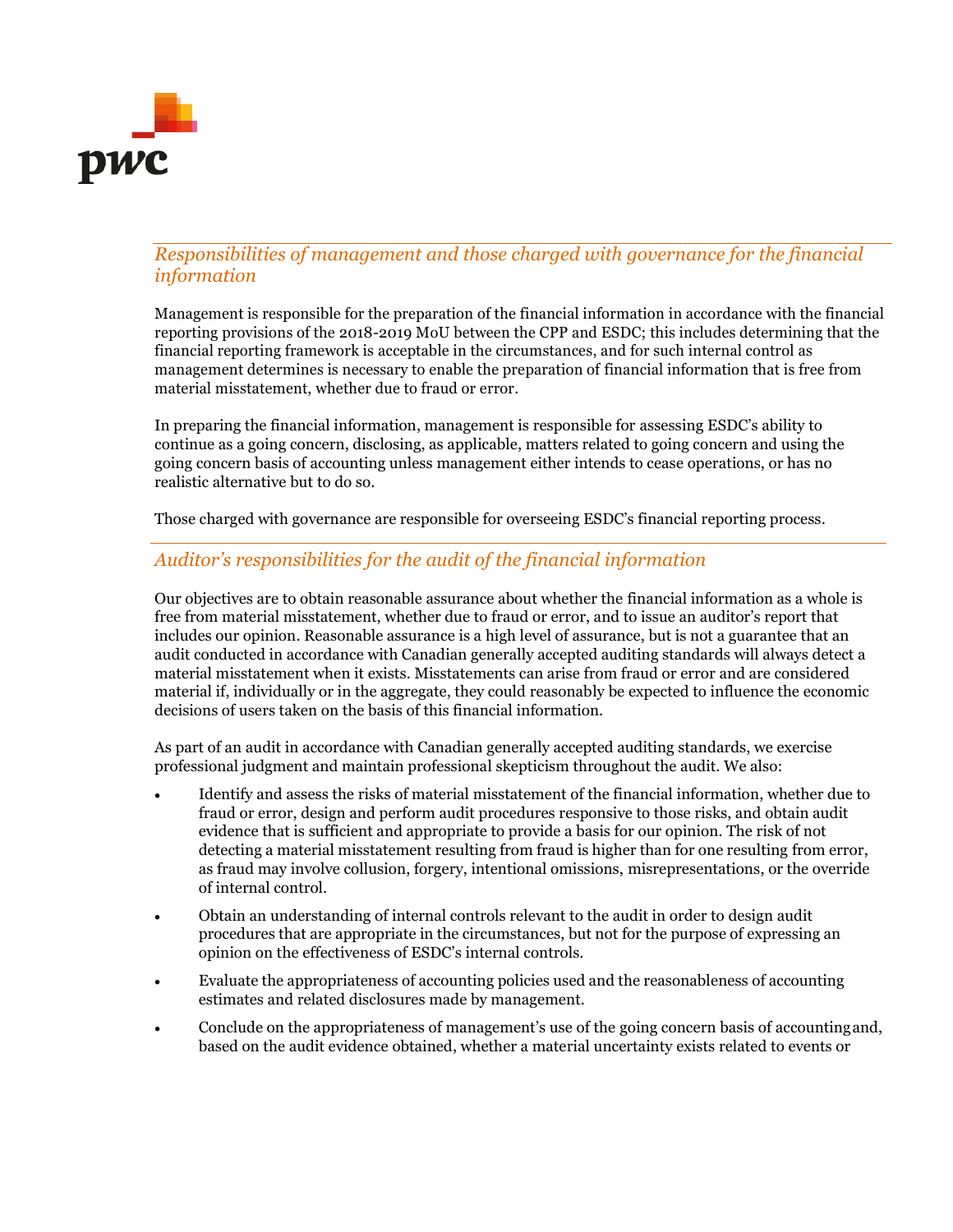## *Responsibilities of management and those charged with governance for the financial information*

Management is responsible for the preparation of the financial information in accordance with the financial reporting provisions of the 2018-2019 MoU between the CPP and ESDC; this includes determining that the financial reporting framework is acceptable in the circumstances, and for such internal control as management determines is necessary to enable the preparation of financial information that is free from material misstatement, whether due to fraud or error.

In preparing the financial information, management is responsible for assessing ESDC's ability to continue as a going concern, disclosing, as applicable, matters related to going concern and using the going concern basis of accounting unless management either intends to cease operations, or has no realistic alternative but to do so.

Those charged with governance are responsible for overseeing ESDC's financial reporting process.

## *Auditor's responsibilities for the audit of the financial information*

Our objectives are to obtain reasonable assurance about whether the financial information as a whole is free from material misstatement, whether due to fraud or error, and to issue an auditor's report that includes our opinion. Reasonable assurance is a high level of assurance, but is not a guarantee that an audit conducted in accordance with Canadian generally accepted auditing standards will always detect a material misstatement when it exists. Misstatements can arise from fraud or error and are considered material if, individually or in the aggregate, they could reasonably be expected to influence the economic decisions of users taken on the basis of this financial information.

As part of an audit in accordance with Canadian generally accepted auditing standards, we exercise professional judgment and maintain professional skepticism throughout the audit. We also:

- Identify and assess the risks of material misstatement of the financial information, whether due to fraud or error, design and perform audit procedures responsive to those risks, and obtain audit evidence that is sufficient and appropriate to provide a basis for our opinion. The risk of not detecting a material misstatement resulting from fraud is higher than for one resulting from error, as fraud may involve collusion, forgery, intentional omissions, misrepresentations, or the override of internal control.
- Obtain an understanding of internal controls relevant to the audit in order to design audit procedures that are appropriate in the circumstances, but not for the purpose of expressing an opinion on the effectiveness of ESDC's internal controls.
- Evaluate the appropriateness of accounting policies used and the reasonableness of accounting estimates and related disclosures made by management.
- Conclude on the appropriateness of management's use of the going concern basis of accounting and, based on the audit evidence obtained, whether a material uncertainty exists related to events or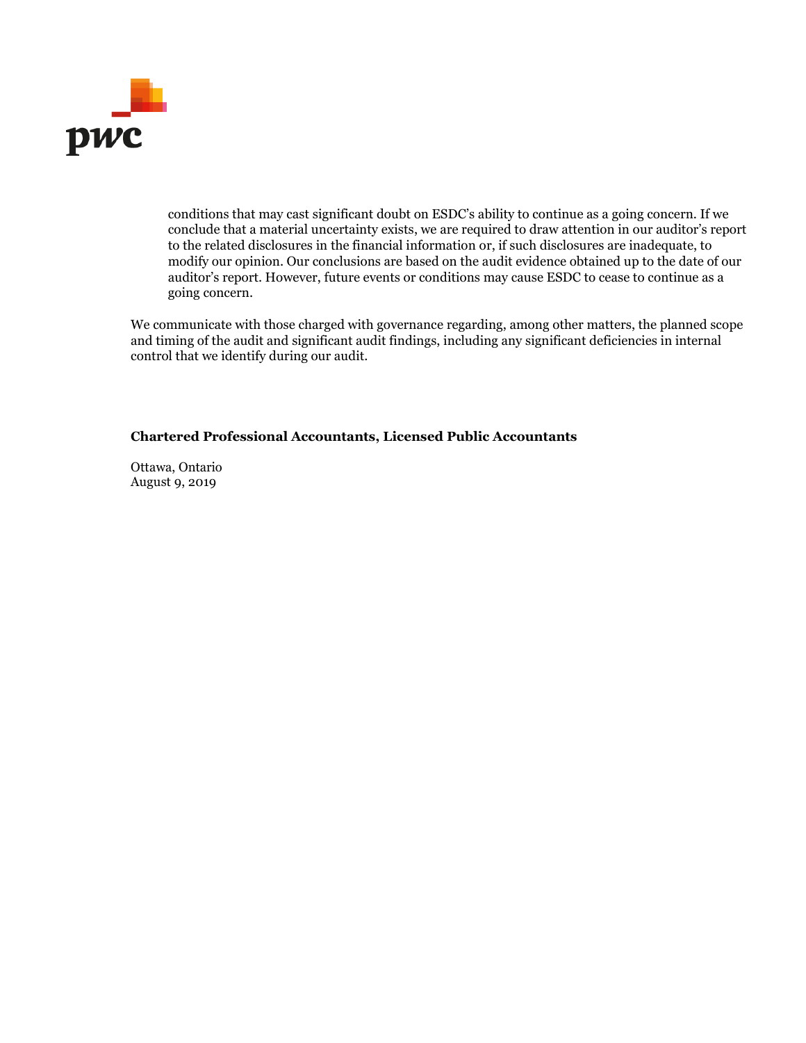conditions that may cast significant doubt on ESDC's ability to continue as a going concern. If we conclude that a material uncertainty exists, we are required to draw attention in our auditor's report to the related disclosures in the financial information or, if such disclosures are inadequate, to modify our opinion. Our conclusions are based on the audit evidence obtained up to the date of our auditor's report. However, future events or conditions may cause ESDC to cease to continue as a going concern.

We communicate with those charged with governance regarding, among other matters, the planned scope and timing of the audit and significant audit findings, including any significant deficiencies in internal control that we identify during our audit.

**Chartered Professional Accountants, Licensed Public Accountants**

Ottawa, Ontario
August 9, 2019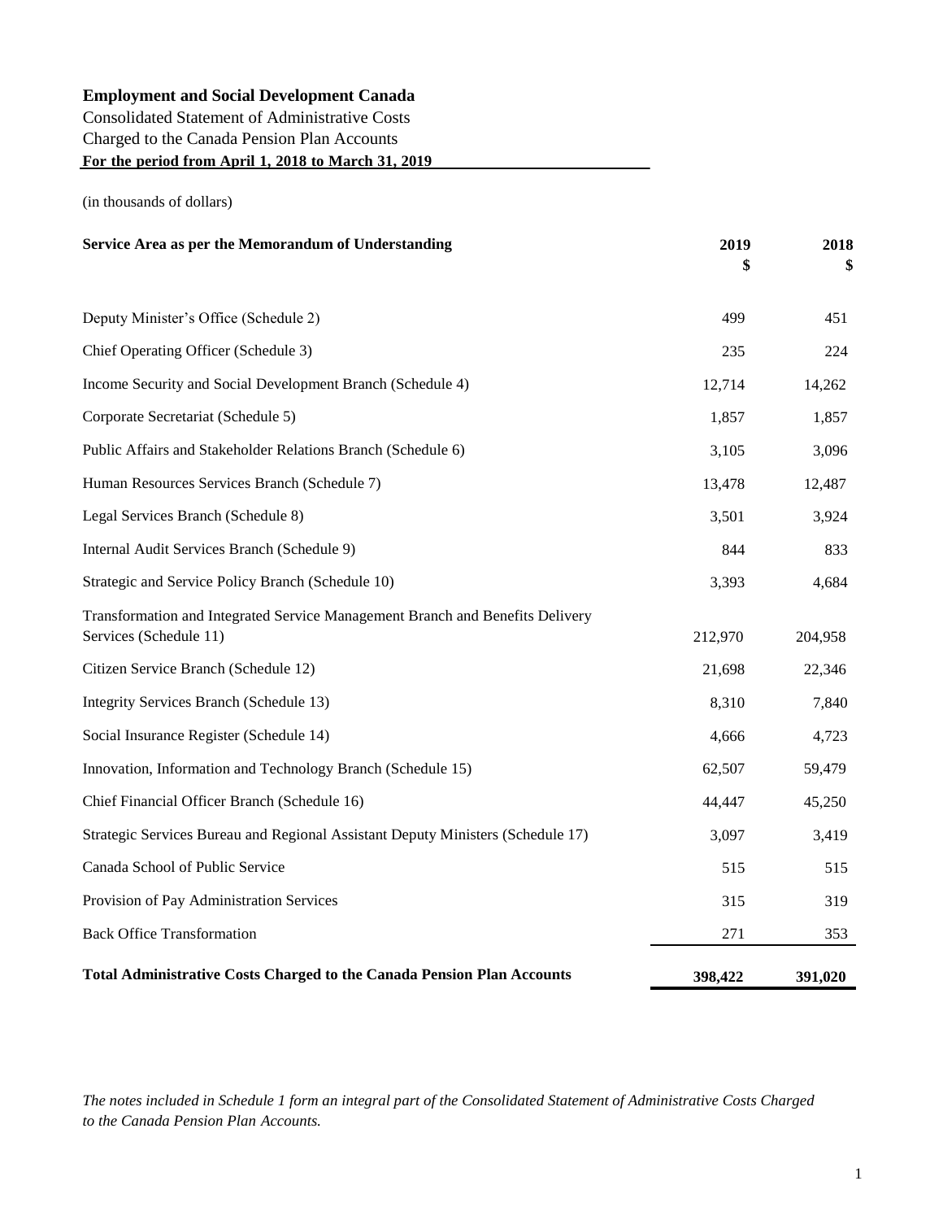**Employment and Social Development Canada**

Consolidated Statement of Administrative Costs
Charged to the Canada Pension Plan Accounts
**For the period from April 1, 2018 to March 31, 2019**

(in thousands of dollars)

| Service Area as per the Memorandum of Understanding | 2019<br>$ | 2018<br>$ |
|---|---|---|
| Deputy Minister's Office (Schedule 2) | 499 | 451 |
| Chief Operating Officer (Schedule 3) | 235 | 224 |
| Income Security and Social Development Branch (Schedule 4) | 12,714 | 14,262 |
| Corporate Secretariat (Schedule 5) | 1,857 | 1,857 |
| Public Affairs and Stakeholder Relations Branch (Schedule 6) | 3,105 | 3,096 |
| Human Resources Services Branch (Schedule 7) | 13,478 | 12,487 |
| Legal Services Branch (Schedule 8) | 3,501 | 3,924 |
| Internal Audit Services Branch (Schedule 9) | 844 | 833 |
| Strategic and Service Policy Branch (Schedule 10) | 3,393 | 4,684 |
| Transformation and Integrated Service Management Branch and Benefits Delivery Services (Schedule 11) | 212,970 | 204,958 |
| Citizen Service Branch (Schedule 12) | 21,698 | 22,346 |
| Integrity Services Branch (Schedule 13) | 8,310 | 7,840 |
| Social Insurance Register (Schedule 14) | 4,666 | 4,723 |
| Innovation, Information and Technology Branch (Schedule 15) | 62,507 | 59,479 |
| Chief Financial Officer Branch (Schedule 16) | 44,447 | 45,250 |
| Strategic Services Bureau and Regional Assistant Deputy Ministers (Schedule 17) | 3,097 | 3,419 |
| Canada School of Public Service | 515 | 515 |
| Provision of Pay Administration Services | 315 | 319 |
| Back Office Transformation | 271 | 353 |
| **Total Administrative Costs Charged to the Canada Pension Plan Accounts** | **398,422** | **391,020** |

*The notes included in Schedule 1 form an integral part of the Consolidated Statement of Administrative Costs Charged to the Canada Pension Plan Accounts.*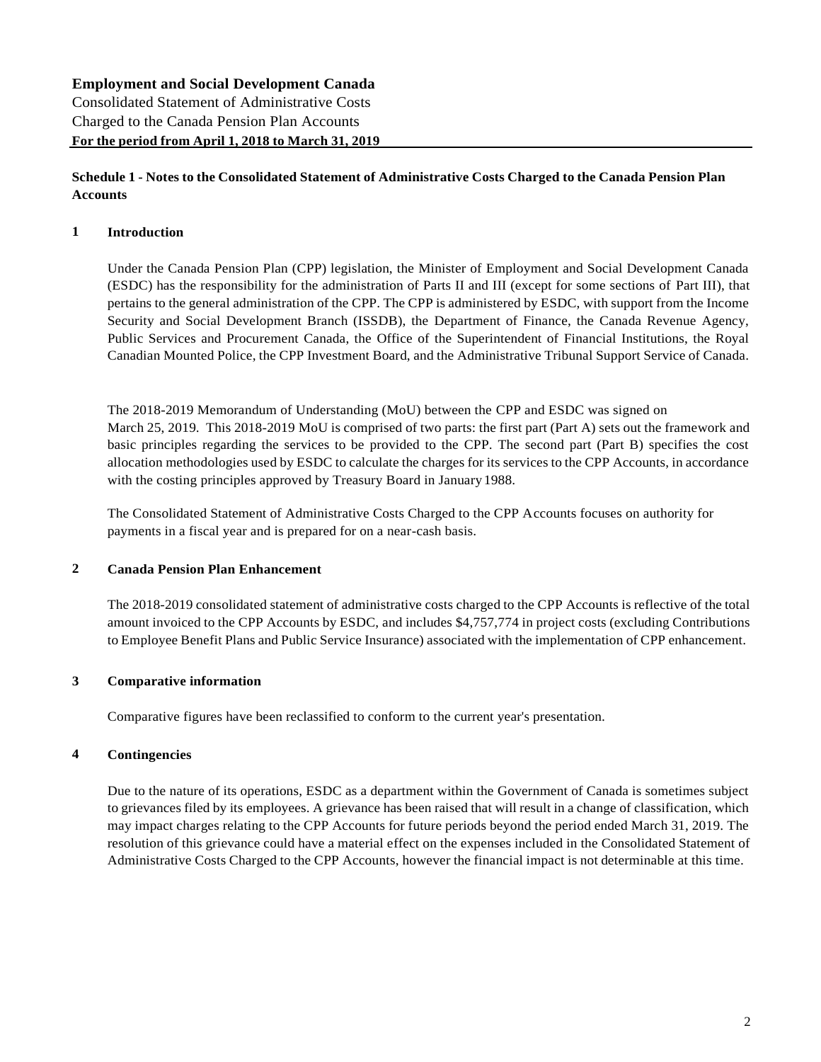**Employment and Social Development Canada**
Consolidated Statement of Administrative Costs
Charged to the Canada Pension Plan Accounts
**For the period from April 1, 2018 to March 31, 2019**

**Schedule 1 - Notes to the Consolidated Statement of Administrative Costs Charged to the Canada Pension Plan Accounts**

## 1 Introduction

Under the Canada Pension Plan (CPP) legislation, the Minister of Employment and Social Development Canada (ESDC) has the responsibility for the administration of Parts II and III (except for some sections of Part III), that pertains to the general administration of the CPP. The CPP is administered by ESDC, with support from the Income Security and Social Development Branch (ISSDB), the Department of Finance, the Canada Revenue Agency, Public Services and Procurement Canada, the Office of the Superintendent of Financial Institutions, the Royal Canadian Mounted Police, the CPP Investment Board, and the Administrative Tribunal Support Service of Canada.

The 2018-2019 Memorandum of Understanding (MoU) between the CPP and ESDC was signed on March 25, 2019. This 2018-2019 MoU is comprised of two parts: the first part (Part A) sets out the framework and basic principles regarding the services to be provided to the CPP. The second part (Part B) specifies the cost allocation methodologies used by ESDC to calculate the charges for its services to the CPP Accounts, in accordance with the costing principles approved by Treasury Board in January 1988.

The Consolidated Statement of Administrative Costs Charged to the CPP Accounts focuses on authority for payments in a fiscal year and is prepared for on a near-cash basis.

## 2 Canada Pension Plan Enhancement

The 2018-2019 consolidated statement of administrative costs charged to the CPP Accounts is reflective of the total amount invoiced to the CPP Accounts by ESDC, and includes $4,757,774 in project costs (excluding Contributions to Employee Benefit Plans and Public Service Insurance) associated with the implementation of CPP enhancement.

## 3 Comparative information

Comparative figures have been reclassified to conform to the current year's presentation.

## 4 Contingencies

Due to the nature of its operations, ESDC as a department within the Government of Canada is sometimes subject to grievances filed by its employees. A grievance has been raised that will result in a change of classification, which may impact charges relating to the CPP Accounts for future periods beyond the period ended March 31, 2019. The resolution of this grievance could have a material effect on the expenses included in the Consolidated Statement of Administrative Costs Charged to the CPP Accounts, however the financial impact is not determinable at this time.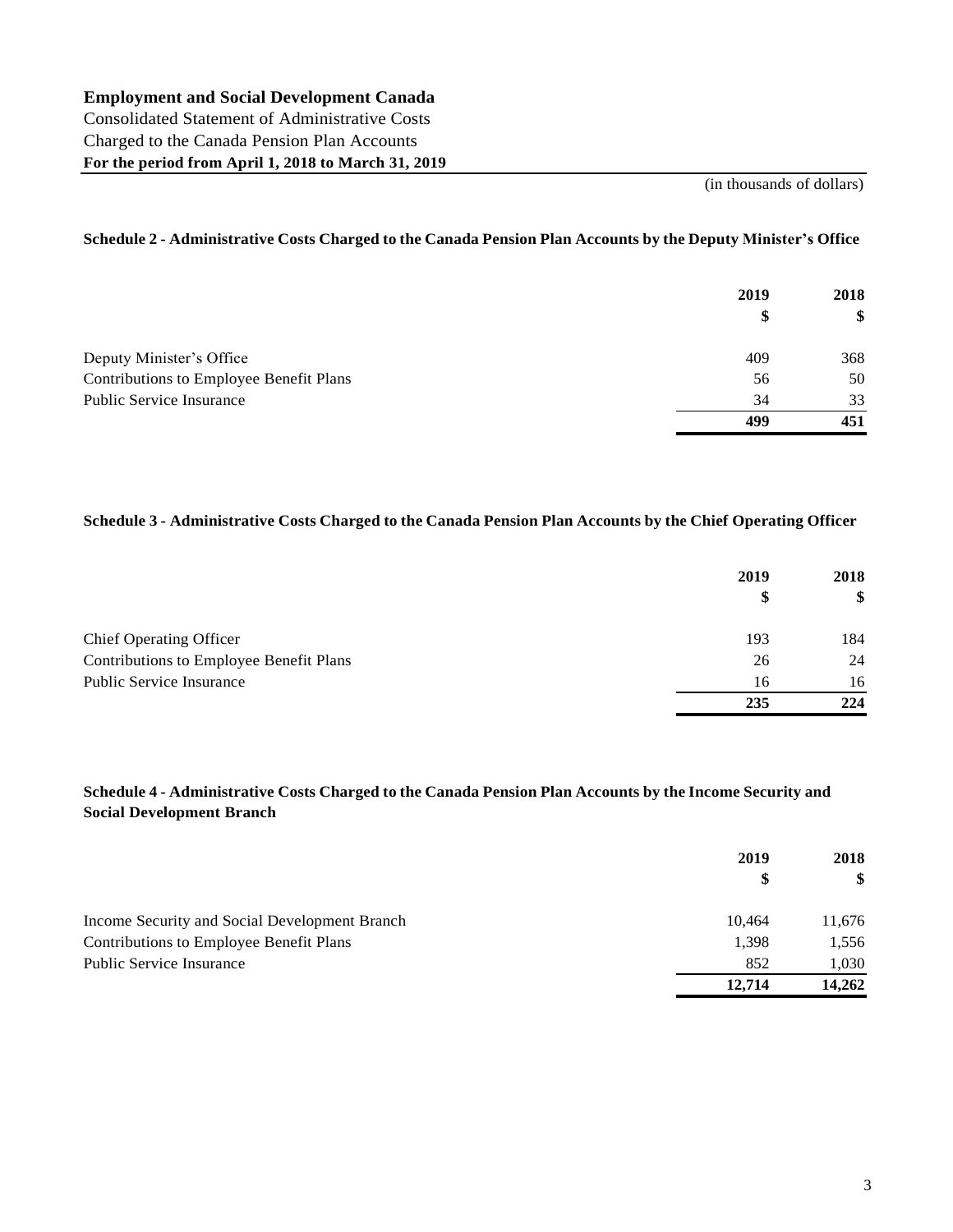**Employment and Social Development Canada**
Consolidated Statement of Administrative Costs
Charged to the Canada Pension Plan Accounts
**For the period from April 1, 2018 to March 31, 2019**

(in thousands of dollars)

### Schedule 2 - Administrative Costs Charged to the Canada Pension Plan Accounts by the Deputy Minister's Office

| | 2019 | 2018 |
|---|---|---|
| | $ | $ |
| Deputy Minister's Office | 409 | 368 |
| Contributions to Employee Benefit Plans | 56 | 50 |
| Public Service Insurance | 34 | 33 |
| | **499** | **451** |

### Schedule 3 - Administrative Costs Charged to the Canada Pension Plan Accounts by the Chief Operating Officer

| | 2019 | 2018 |
|---|---|---|
| | $ | $ |
| Chief Operating Officer | 193 | 184 |
| Contributions to Employee Benefit Plans | 26 | 24 |
| Public Service Insurance | 16 | 16 |
| | **235** | **224** |

### Schedule 4 - Administrative Costs Charged to the Canada Pension Plan Accounts by the Income Security and Social Development Branch

| | 2019 | 2018 |
|---|---|---|
| | $ | $ |
| Income Security and Social Development Branch | 10,464 | 11,676 |
| Contributions to Employee Benefit Plans | 1,398 | 1,556 |
| Public Service Insurance | 852 | 1,030 |
| | **12,714** | **14,262** |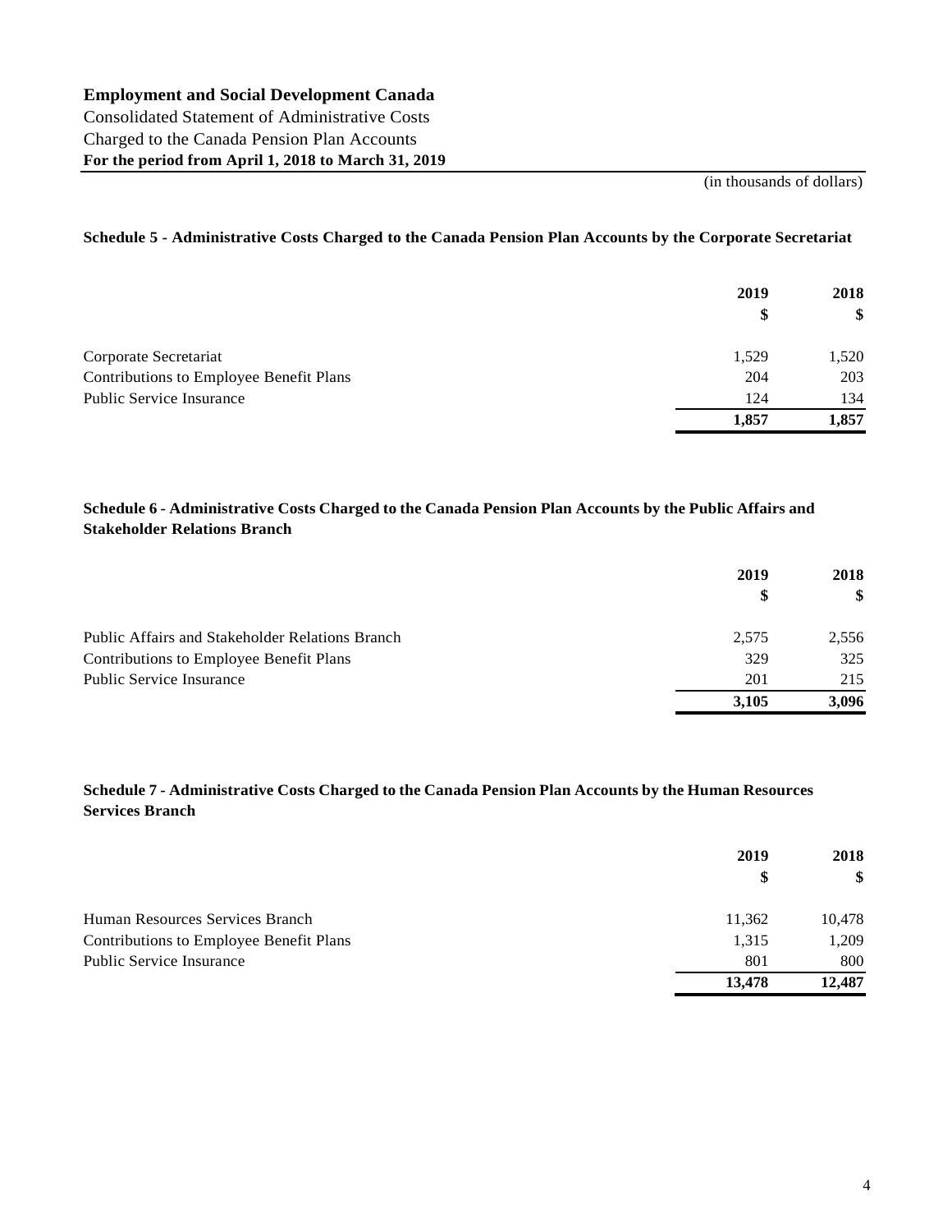**Employment and Social Development Canada**

Consolidated Statement of Administrative Costs

Charged to the Canada Pension Plan Accounts

**For the period from April 1, 2018 to March 31, 2019**

(in thousands of dollars)

### Schedule 5 - Administrative Costs Charged to the Canada Pension Plan Accounts by the Corporate Secretariat

| | 2019 | 2018 |
|---|---|---|
| | $ | $ |
| Corporate Secretariat | 1,529 | 1,520 |
| Contributions to Employee Benefit Plans | 204 | 203 |
| Public Service Insurance | 124 | 134 |
| | **1,857** | **1,857** |

### Schedule 6 - Administrative Costs Charged to the Canada Pension Plan Accounts by the Public Affairs and Stakeholder Relations Branch

| | 2019 | 2018 |
|---|---|---|
| | $ | $ |
| Public Affairs and Stakeholder Relations Branch | 2,575 | 2,556 |
| Contributions to Employee Benefit Plans | 329 | 325 |
| Public Service Insurance | 201 | 215 |
| | **3,105** | **3,096** |

### Schedule 7 - Administrative Costs Charged to the Canada Pension Plan Accounts by the Human Resources Services Branch

| | 2019 | 2018 |
|---|---|---|
| | $ | $ |
| Human Resources Services Branch | 11,362 | 10,478 |
| Contributions to Employee Benefit Plans | 1,315 | 1,209 |
| Public Service Insurance | 801 | 800 |
| | **13,478** | **12,487** |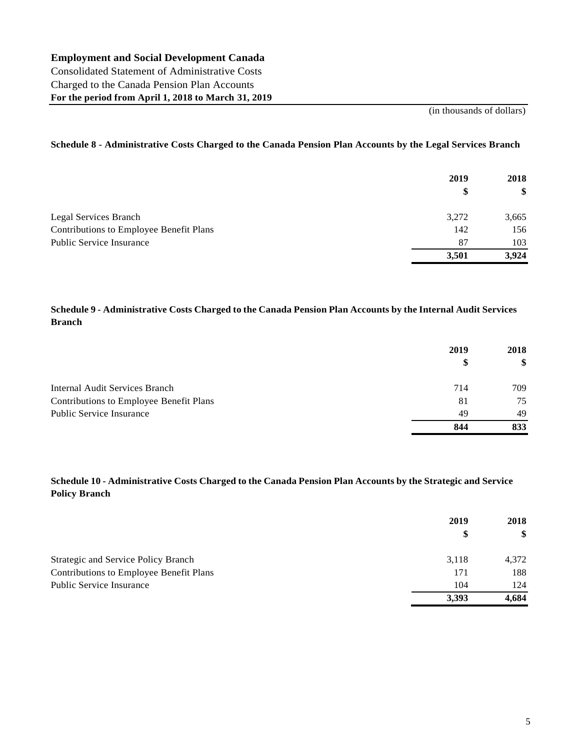**Employment and Social Development Canada**
Consolidated Statement of Administrative Costs
Charged to the Canada Pension Plan Accounts
**For the period from April 1, 2018 to March 31, 2019**

(in thousands of dollars)

### Schedule 8 - Administrative Costs Charged to the Canada Pension Plan Accounts by the Legal Services Branch

| | 2019<br>$ | 2018<br>$ |
|---|---|---|
| Legal Services Branch | 3,272 | 3,665 |
| Contributions to Employee Benefit Plans | 142 | 156 |
| Public Service Insurance | 87 | 103 |
| | **3,501** | **3,924** |

### Schedule 9 - Administrative Costs Charged to the Canada Pension Plan Accounts by the Internal Audit Services Branch

| | 2019<br>$ | 2018<br>$ |
|---|---|---|
| Internal Audit Services Branch | 714 | 709 |
| Contributions to Employee Benefit Plans | 81 | 75 |
| Public Service Insurance | 49 | 49 |
| | **844** | **833** |

### Schedule 10 - Administrative Costs Charged to the Canada Pension Plan Accounts by the Strategic and Service Policy Branch

| | 2019<br>$ | 2018<br>$ |
|---|---|---|
| Strategic and Service Policy Branch | 3,118 | 4,372 |
| Contributions to Employee Benefit Plans | 171 | 188 |
| Public Service Insurance | 104 | 124 |
| | **3,393** | **4,684** |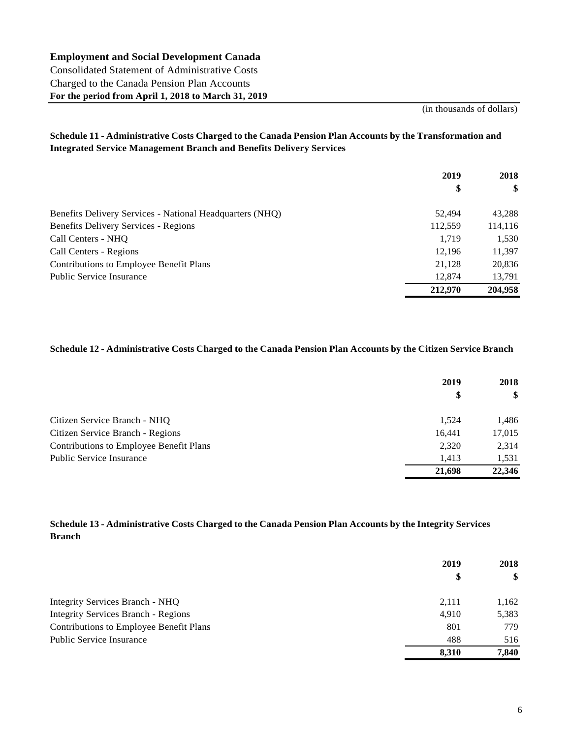**Employment and Social Development Canada**
Consolidated Statement of Administrative Costs
Charged to the Canada Pension Plan Accounts
**For the period from April 1, 2018 to March 31, 2019**

(in thousands of dollars)

### Schedule 11 - Administrative Costs Charged to the Canada Pension Plan Accounts by the Transformation and Integrated Service Management Branch and Benefits Delivery Services

| | 2019<br>$ | 2018<br>$ |
|---|---|---|
| Benefits Delivery Services - National Headquarters (NHQ) | 52,494 | 43,288 |
| Benefits Delivery Services - Regions | 112,559 | 114,116 |
| Call Centers - NHQ | 1,719 | 1,530 |
| Call Centers - Regions | 12,196 | 11,397 |
| Contributions to Employee Benefit Plans | 21,128 | 20,836 |
| Public Service Insurance | 12,874 | 13,791 |
| | **212,970** | **204,958** |

### Schedule 12 - Administrative Costs Charged to the Canada Pension Plan Accounts by the Citizen Service Branch

| | 2019<br>$ | 2018<br>$ |
|---|---|---|
| Citizen Service Branch - NHQ | 1,524 | 1,486 |
| Citizen Service Branch - Regions | 16,441 | 17,015 |
| Contributions to Employee Benefit Plans | 2,320 | 2,314 |
| Public Service Insurance | 1,413 | 1,531 |
| | **21,698** | **22,346** |

### Schedule 13 - Administrative Costs Charged to the Canada Pension Plan Accounts by the Integrity Services Branch

| | 2019<br>$ | 2018<br>$ |
|---|---|---|
| Integrity Services Branch - NHQ | 2,111 | 1,162 |
| Integrity Services Branch - Regions | 4,910 | 5,383 |
| Contributions to Employee Benefit Plans | 801 | 779 |
| Public Service Insurance | 488 | 516 |
| | **8,310** | **7,840** |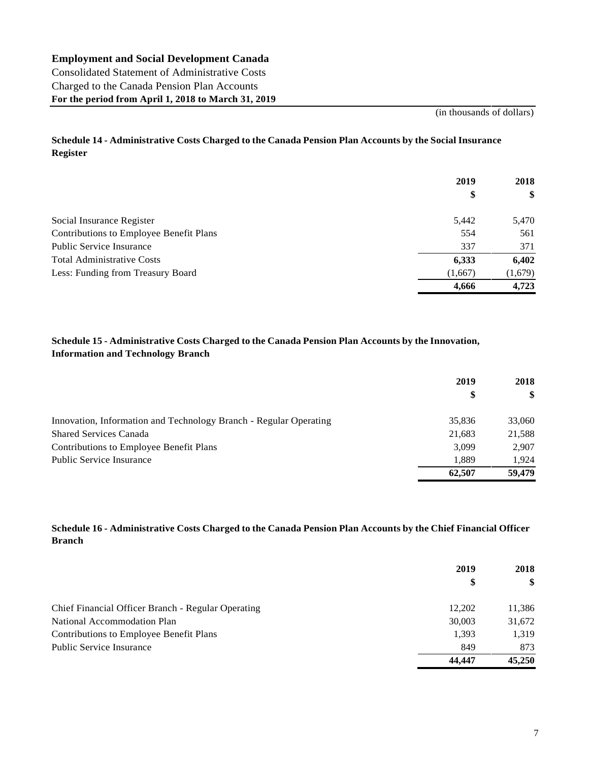**Employment and Social Development Canada**

Consolidated Statement of Administrative Costs

Charged to the Canada Pension Plan Accounts

**For the period from April 1, 2018 to March 31, 2019**

(in thousands of dollars)

### Schedule 14 - Administrative Costs Charged to the Canada Pension Plan Accounts by the Social Insurance Register

| | 2019 | 2018 |
|---|---|---|
| | $ | $ |
| Social Insurance Register | 5,442 | 5,470 |
| Contributions to Employee Benefit Plans | 554 | 561 |
| Public Service Insurance | 337 | 371 |
| Total Administrative Costs | **6,333** | **6,402** |
| Less: Funding from Treasury Board | (1,667) | (1,679) |
| | **4,666** | **4,723** |

### Schedule 15 - Administrative Costs Charged to the Canada Pension Plan Accounts by the Innovation, Information and Technology Branch

| | 2019 | 2018 |
|---|---|---|
| | $ | $ |
| Innovation, Information and Technology Branch - Regular Operating | 35,836 | 33,060 |
| Shared Services Canada | 21,683 | 21,588 |
| Contributions to Employee Benefit Plans | 3,099 | 2,907 |
| Public Service Insurance | 1,889 | 1,924 |
| | **62,507** | **59,479** |

### Schedule 16 - Administrative Costs Charged to the Canada Pension Plan Accounts by the Chief Financial Officer Branch

| | 2019 | 2018 |
|---|---|---|
| | $ | $ |
| Chief Financial Officer Branch - Regular Operating | 12,202 | 11,386 |
| National Accommodation Plan | 30,003 | 31,672 |
| Contributions to Employee Benefit Plans | 1,393 | 1,319 |
| Public Service Insurance | 849 | 873 |
| | **44,447** | **45,250** |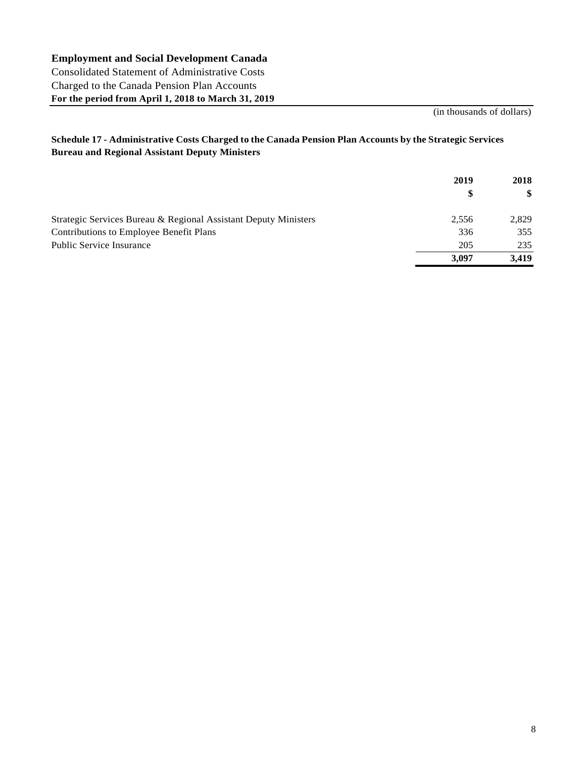**Employment and Social Development Canada**

Consolidated Statement of Administrative Costs

Charged to the Canada Pension Plan Accounts

**For the period from April 1, 2018 to March 31, 2019**

(in thousands of dollars)

**Schedule 17 - Administrative Costs Charged to the Canada Pension Plan Accounts by the Strategic Services Bureau and Regional Assistant Deputy Ministers**

| | **2019** | **2018** |
|---|---|---|
| | **$** | **$** |
| Strategic Services Bureau & Regional Assistant Deputy Ministers | 2,556 | 2,829 |
| Contributions to Employee Benefit Plans | 336 | 355 |
| Public Service Insurance | 205 | 235 |
| | **3,097** | **3,419** |